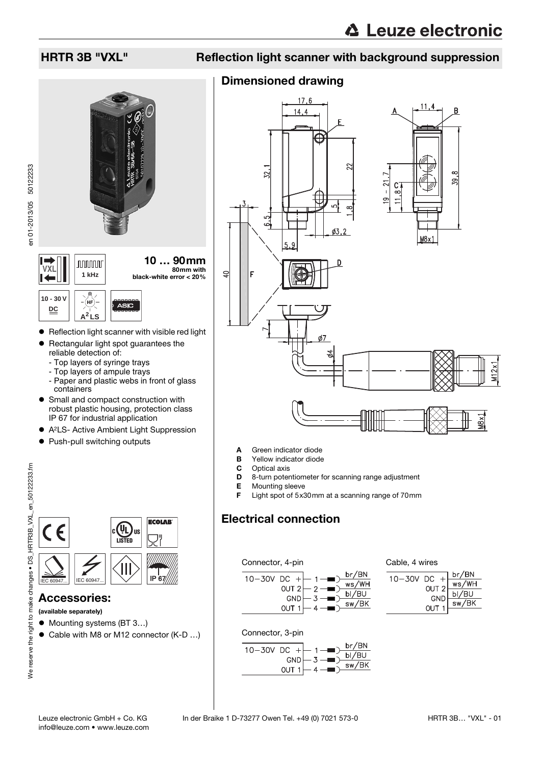# HRTR 3B "VXL"

## Reflection light scanner with background suppression

**10 … 90mm**
80mm with black-white error < 20%

1 kHz

10 - 30 V DC

$A^2LS$

ASIC

- Reflection light scanner with visible red light
- Rectangular light spot guarantees the reliable detection of:
  - Top layers of syringe trays
  - Top layers of ampule trays
  - Paper and plastic webs in front of glass containers
- Small and compact construction with robust plastic housing, protection class IP 67 for industrial application
- $A^2LS$- Active Ambient Light Suppression
- Push-pull switching outputs

IEC 60947... IEC 60947... IP 67

## Accessories:

**(available separately)**

- Mounting systems (BT 3…)
- Cable with M8 or M12 connector (K-D …)

## Dimensioned drawing

- **A** Green indicator diode
- **B** Yellow indicator diode
- **C** Optical axis
- **D** 8-turn potentiometer for scanning range adjustment
- **E** Mounting sleeve
- **F** Light spot of 5x30mm at a scanning range of 70mm

## Electrical connection

Connector, 4-pin

| Signal | Pin | Wire |
|---|---|---|
| 10–30V DC + | 1 | br/BN |
| OUT 2 | 2 | ws/WH |
| GND | 3 | bl/BU |
| OUT 1 | 4 | sw/BK |

Cable, 4 wires

| Signal | Wire |
|---|---|
| 10–30V DC + | br/BN |
| OUT 2 | ws/WH |
| GND | bl/BU |
| OUT 1 | sw/BK |

Connector, 3-pin

| Signal | Pin | Wire |
|---|---|---|
| 10–30V DC + | 1 | br/BN |
| GND | 3 | bl/BU |
| OUT 1 | 4 | sw/BK |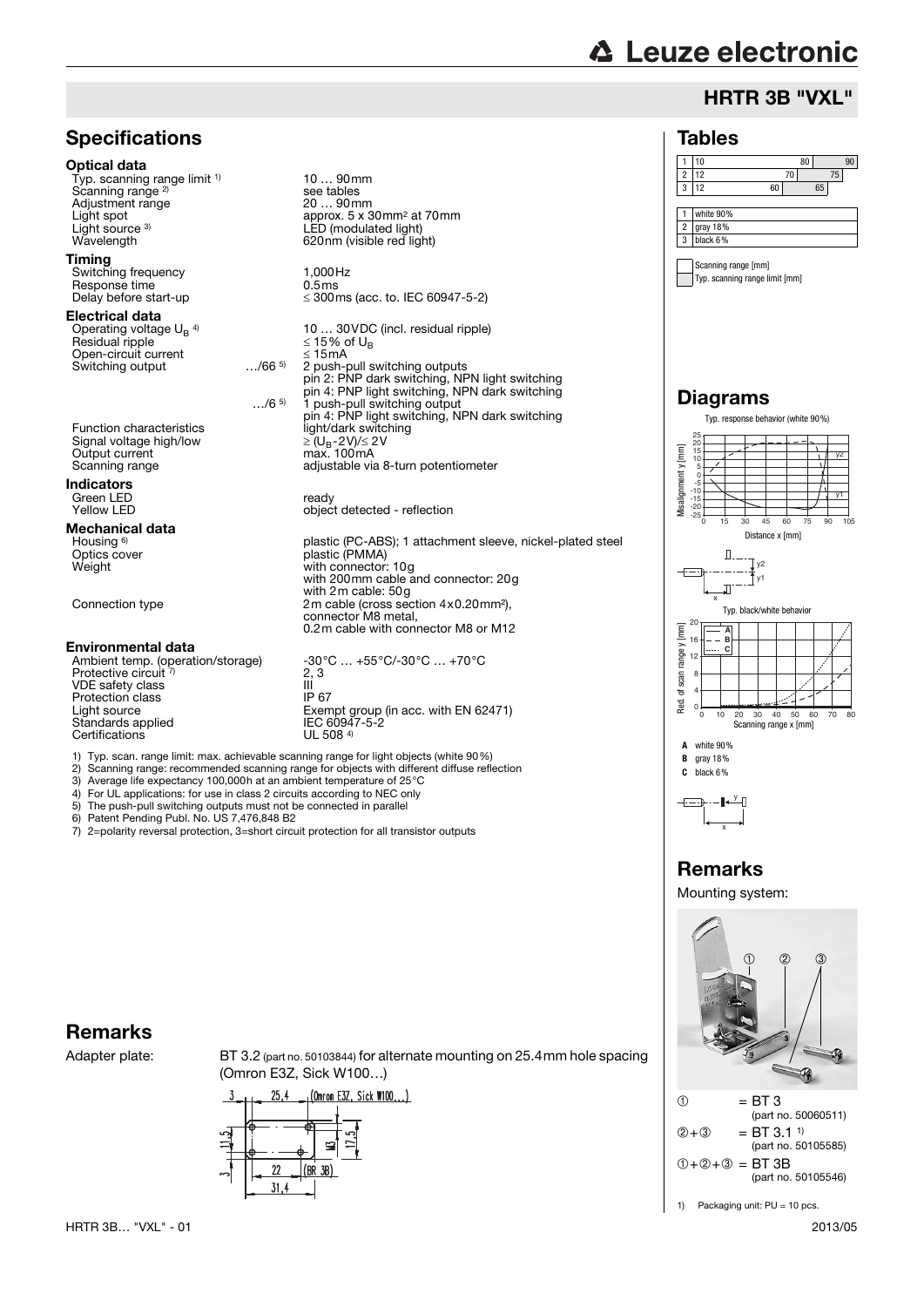## HRTR 3B "VXL"

## Specifications

**Optical data**

| | |
|---|---|
| Typ. scanning range limit [1] | 10 … 90mm |
| Scanning range [2] | see tables |
| Adjustment range | 20 … 90mm |
| Light spot | approx. 5 x 30mm² at 70mm |
| Light source [3] | LED (modulated light) |
| Wavelength | 620nm (visible red light) |

**Timing**

| | |
|---|---|
| Switching frequency | 1,000Hz |
| Response time | 0.5ms |
| Delay before start-up | ≤ 300ms (acc. to IEC 60947-5-2) |

**Electrical data**

| | | |
|---|---|---|
| Operating voltage $U_B$ [4] | | 10 … 30VDC (incl. residual ripple) |
| Residual ripple | | ≤ 15% of $U_B$ |
| Open-circuit current | | ≤ 15mA |
| Switching output | …/66 [5] | 2 push-pull switching outputs<br>pin 2: PNP dark switching, NPN light switching<br>pin 4: PNP light switching, NPN dark switching |
| | …/6 [5] | 1 push-pull switching output<br>pin 4: PNP light switching, NPN dark switching |
| Function characteristics | | light/dark switching |
| Signal voltage high/low | | ≥ ($U_B$-2V)/≤ 2V |
| Output current | | max. 100mA |
| Scanning range | | adjustable via 8-turn potentiometer |

**Indicators**

| | |
|---|---|
| Green LED | ready |
| Yellow LED | object detected - reflection |

**Mechanical data**

| | |
|---|---|
| Housing [6] | plastic (PC-ABS); 1 attachment sleeve, nickel-plated steel |
| Optics cover | plastic (PMMA) |
| Weight | with connector: 10g<br>with 200mm cable and connector: 20g<br>with 2m cable: 50g |
| Connection type | 2m cable (cross section 4x0.20mm²),<br>connector M8 metal,<br>0.2m cable with connector M8 or M12 |

**Environmental data**

| | |
|---|---|
| Ambient temp. (operation/storage) | -30°C … +55°C/-30°C … +70°C |
| Protective circuit [7] | 2, 3 |
| VDE safety class | III |
| Protection class | IP 67 |
| Light source | Exempt group (in acc. with EN 62471) |
| Standards applied | IEC 60947-5-2 |
| Certifications | UL 508 [4] |

1) Typ. scan. range limit: max. achievable scanning range for light objects (white 90%)
2) Scanning range: recommended scanning range for objects with different diffuse reflection
3) Average life expectancy 100,000h at an ambient temperature of 25°C
4) For UL applications: for use in class 2 circuits according to NEC only
5) The push-pull switching outputs must not be connected in parallel
6) Patent Pending Publ. No. US 7,476,848 B2
7) 2=polarity reversal protection, 3=short circuit protection for all transistor outputs

## Tables

| | Scanning range [mm] | Typ. scanning range limit [mm] |
|---|---|---|
| 1 white 90% | 10 … 80 | 90 |
| 2 gray 18% | 12 … 70 | 75 |
| 3 black 6% | 12 … 60 | 65 |

## Diagrams

Typ. response behavior (white 90%)

Typ. black/white behavior

**A** white 90%
**B** gray 18%
**C** black 6%

## Remarks

Mounting system:

① = BT 3 (part no. 50060511)
②+③ = BT 3.1 [1)] (part no. 50105585)
①+②+③ = BT 3B (part no. 50105546)

1) Packaging unit: PU = 10 pcs.

## Remarks

Adapter plate: BT 3.2 (part no. 50103844) for alternate mounting on 25.4mm hole spacing (Omron E3Z, Sick W100…)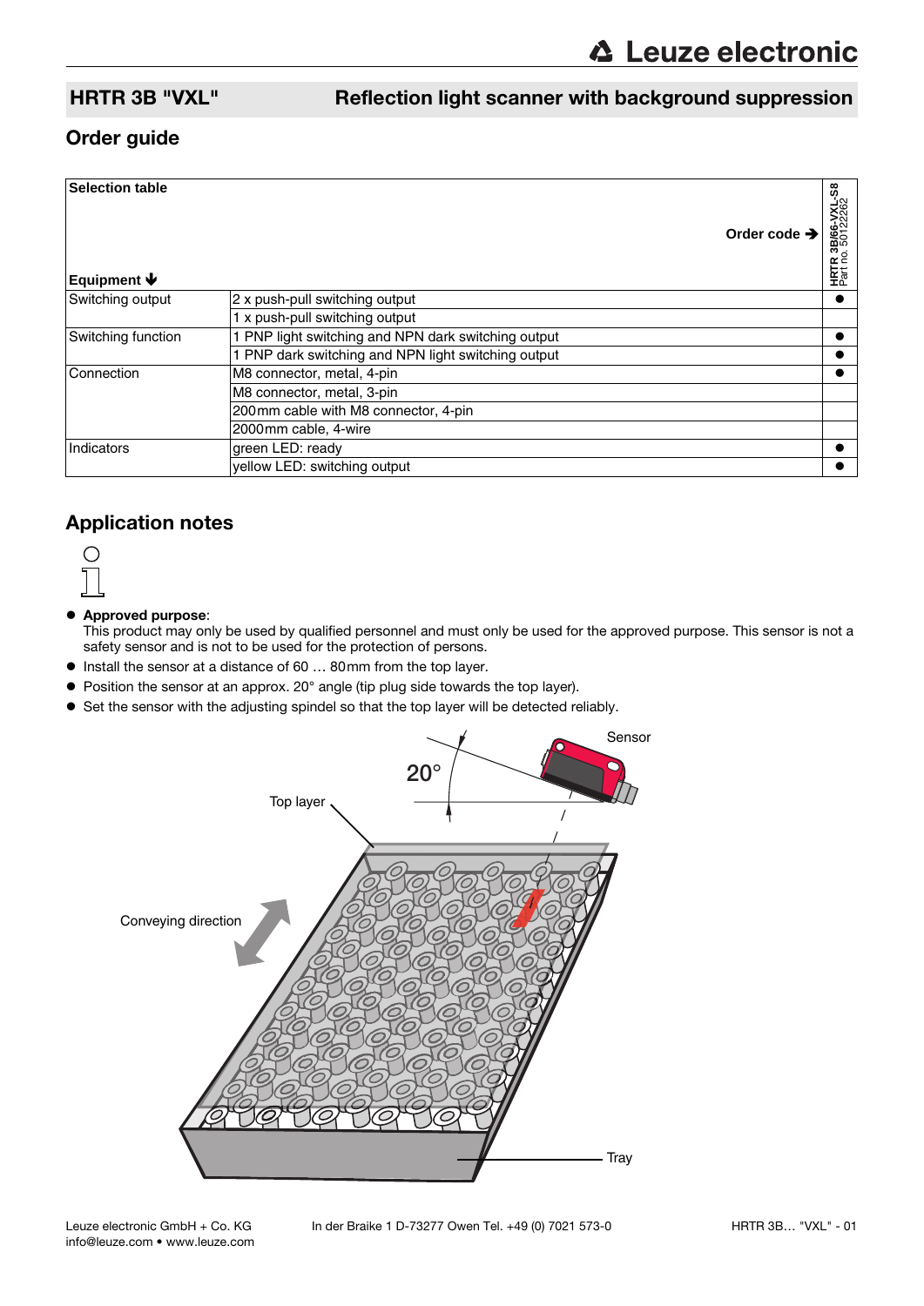## HRTR 3B "VXL" — Reflection light scanner with background suppression

## Order guide

| Selection table | Order code ➔ | HRTR 3B/66-VXL-S8 Part no. 50122262 |
|---|---|---|
| **Equipment** ⬇ | | |
| Switching output | 2 x push-pull switching output | ● |
| | 1 x push-pull switching output | |
| Switching function | 1 PNP light switching and NPN dark switching output | ● |
| | 1 PNP dark switching and NPN light switching output | ● |
| Connection | M8 connector, metal, 4-pin | ● |
| | M8 connector, metal, 3-pin | |
| | 200mm cable with M8 connector, 4-pin | |
| | 2000mm cable, 4-wire | |
| Indicators | green LED: ready | ● |
| | yellow LED: switching output | ● |

## Application notes

- **Approved purpose**:
  This product may only be used by qualified personnel and must only be used for the approved purpose. This sensor is not a safety sensor and is not to be used for the protection of persons.
- Install the sensor at a distance of 60 … 80mm from the top layer.
- Position the sensor at an approx. 20° angle (tip plug side towards the top layer).
- Set the sensor with the adjusting spindel so that the top layer will be detected reliably.

Sensor

20°

Top layer

Conveying direction

Tray